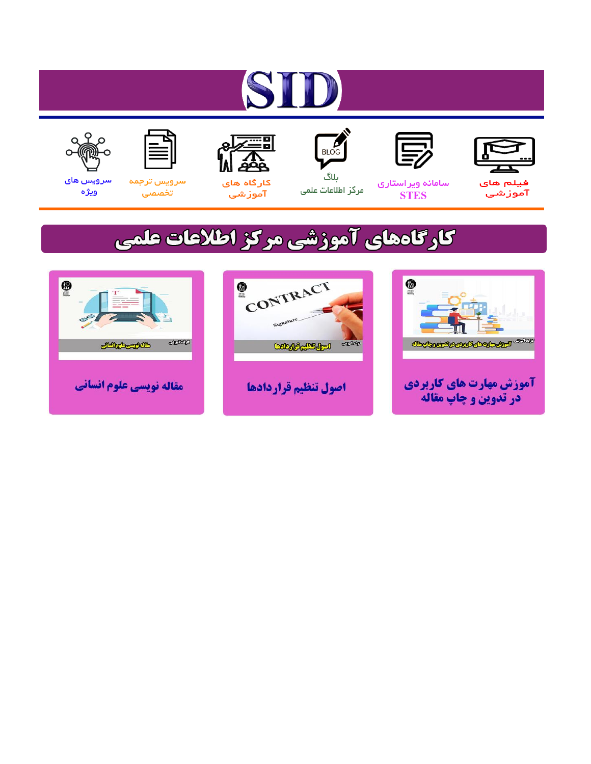# SID

فیلم های آموزشی

سامانه ویراستاری STES

بلاگ مرکز اطلاعات علمی

کارگاه های آموزشی

سرویس ترجمه تخصصی

سرویس های ویژه

## کارگاه‌های آموزشی مرکز اطلاعات علمی

آموزش مهارت های کاربردی در تدوین و چاپ مقاله

اصول تنظیم قراردادها

مقاله نویسی علوم انسانی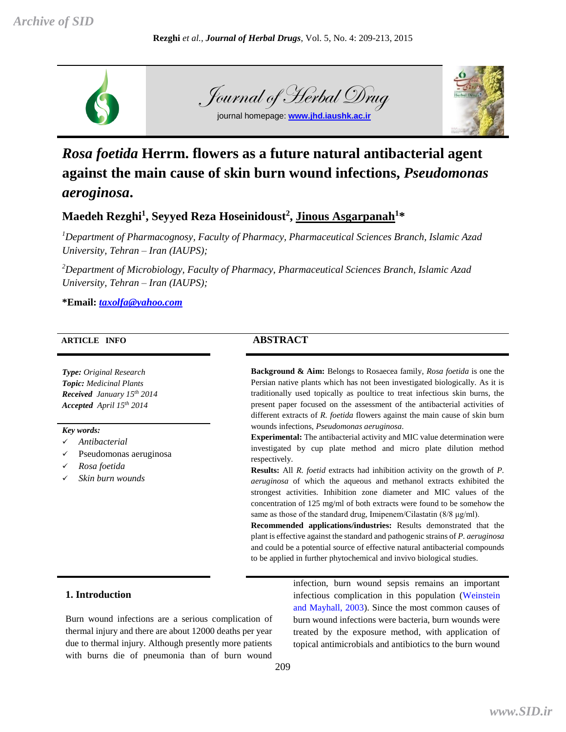# *Rosa foetida* Herrm. flowers as a future natural antibacterial agent against the main cause of skin burn wound infections, *Pseudomonas aeroginosa*.

**Maedeh Rezghi[1], Seyyed Reza Hoseinidoust[2], Jinous Asgarpanah[1]\***

[1]*Department of Pharmacognosy, Faculty of Pharmacy, Pharmaceutical Sciences Branch, Islamic Azad University, Tehran – Iran (IAUPS);*

[2]*Department of Microbiology, Faculty of Pharmacy, Pharmaceutical Sciences Branch, Islamic Azad University, Tehran – Iran (IAUPS);*

**\*Email:** *taxolfa@yahoo.com*

**ARTICLE INFO**

***Type:*** *Original Research*
***Topic:*** *Medicinal Plants*
***Received*** *January 15th 2014*
***Accepted*** *April 15th 2014*

***Key words:***
- ✓ *Antibacterial*
- ✓ Pseudomonas aeruginosa
- ✓ *Rosa foetida*
- ✓ *Skin burn wounds*

**ABSTRACT**

**Background & Aim:** Belongs to Rosaecea family, *Rosa foetida* is one the Persian native plants which has not been investigated biologically. As it is traditionally used topically as poultice to treat infectious skin burns, the present paper focused on the assessment of the antibacterial activities of different extracts of *R. foetida* flowers against the main cause of skin burn wounds infections, *Pseudomonas aeruginosa*.

**Experimental:** The antibacterial activity and MIC value determination were investigated by cup plate method and micro plate dilution method respectively.

**Results:** All *R. foetid* extracts had inhibition activity on the growth of *P. aeruginosa* of which the aqueous and methanol extracts exhibited the strongest activities. Inhibition zone diameter and MIC values of the concentration of 125 mg/ml of both extracts were found to be somehow the same as those of the standard drug, Imipenem/Cilastatin (8/8 µg/ml).

**Recommended applications/industries:** Results demonstrated that the plant is effective against the standard and pathogenic strains of *P. aeruginosa* and could be a potential source of effective natural antibacterial compounds to be applied in further phytochemical and invivo biological studies.

## 1. Introduction

Burn wound infections are a serious complication of thermal injury and there are about 12000 deaths per year due to thermal injury. Although presently more patients with burns die of pneumonia than of burn wound infection, burn wound sepsis remains an important infectious complication in this population (Weinstein and Mayhall, 2003). Since the most common causes of burn wound infections were bacteria, burn wounds were treated by the exposure method, with application of topical antimicrobials and antibiotics to the burn wound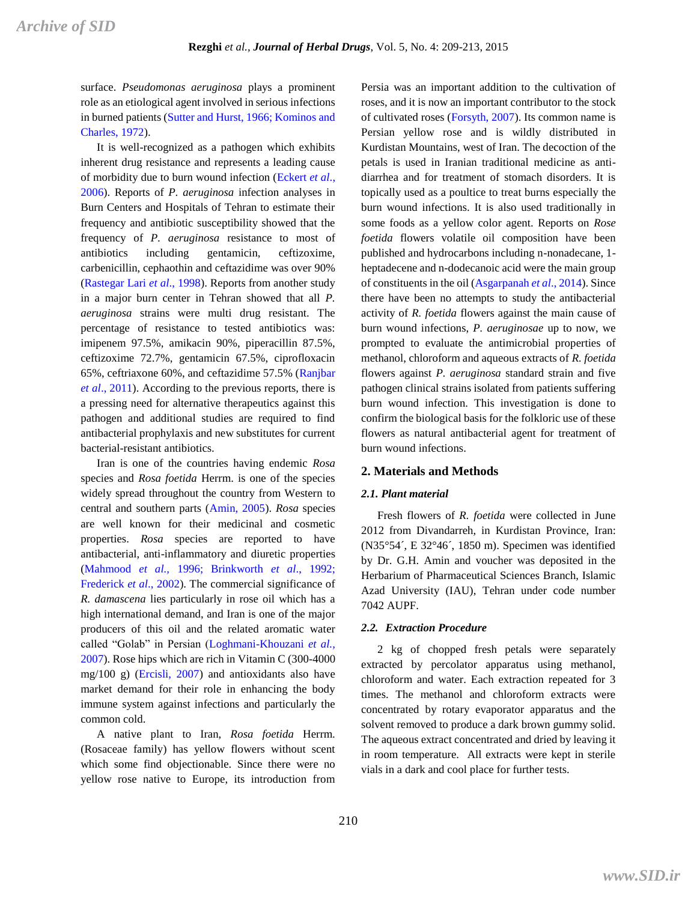surface. *Pseudomonas aeruginosa* plays a prominent role as an etiological agent involved in serious infections in burned patients (Sutter and Hurst, 1966; Kominos and Charles, 1972).

It is well-recognized as a pathogen which exhibits inherent drug resistance and represents a leading cause of morbidity due to burn wound infection (Eckert *et al*., 2006). Reports of *P. aeruginosa* infection analyses in Burn Centers and Hospitals of Tehran to estimate their frequency and antibiotic susceptibility showed that the frequency of *P. aeruginosa* resistance to most of antibiotics including gentamicin, ceftizoxime, carbenicillin, cephaothin and ceftazidime was over 90% (Rastegar Lari *et al*., 1998). Reports from another study in a major burn center in Tehran showed that all *P. aeruginosa* strains were multi drug resistant. The percentage of resistance to tested antibiotics was: imipenem 97.5%, amikacin 90%, piperacillin 87.5%, ceftizoxime 72.7%, gentamicin 67.5%, ciprofloxacin 65%, ceftriaxone 60%, and ceftazidime 57.5% (Ranjbar *et al*., 2011). According to the previous reports, there is a pressing need for alternative therapeutics against this pathogen and additional studies are required to find antibacterial prophylaxis and new substitutes for current bacterial-resistant antibiotics.

Iran is one of the countries having endemic *Rosa* species and *Rosa foetida* Herrm. is one of the species widely spread throughout the country from Western to central and southern parts (Amin, 2005). *Rosa* species are well known for their medicinal and cosmetic properties. *Rosa* species are reported to have antibacterial, anti-inflammatory and diuretic properties (Mahmood *et al*., 1996; Brinkworth *et al*., 1992; Frederick *et al*., 2002). The commercial significance of *R. damascena* lies particularly in rose oil which has a high international demand, and Iran is one of the major producers of this oil and the related aromatic water called "Golab" in Persian (Loghmani-Khouzani *et al*., 2007). Rose hips which are rich in Vitamin C (300-4000 mg/100 g) (Ercisli, 2007) and antioxidants also have market demand for their role in enhancing the body immune system against infections and particularly the common cold.

A native plant to Iran, *Rosa foetida* Herrm. (Rosaceae family) has yellow flowers without scent which some find objectionable. Since there were no yellow rose native to Europe, its introduction from Persia was an important addition to the cultivation of roses, and it is now an important contributor to the stock of cultivated roses (Forsyth, 2007). Its common name is Persian yellow rose and is wildly distributed in Kurdistan Mountains, west of Iran. The decoction of the petals is used in Iranian traditional medicine as anti-diarrhea and for treatment of stomach disorders. It is topically used as a poultice to treat burns especially the burn wound infections. It is also used traditionally in some foods as a yellow color agent. Reports on *Rose foetida* flowers volatile oil composition have been published and hydrocarbons including n-nonadecane, 1-heptadecene and n-dodecanoic acid were the main group of constituents in the oil (Asgarpanah *et al*., 2014). Since there have been no attempts to study the antibacterial activity of *R. foetida* flowers against the main cause of burn wound infections, *P. aeruginosae* up to now, we prompted to evaluate the antimicrobial properties of methanol, chloroform and aqueous extracts of *R. foetida* flowers against *P. aeruginosa* standard strain and five pathogen clinical strains isolated from patients suffering burn wound infection. This investigation is done to confirm the biological basis for the folkloric use of these flowers as natural antibacterial agent for treatment of burn wound infections.

## 2. Materials and Methods

### 2.1. Plant material

Fresh flowers of *R. foetida* were collected in June 2012 from Divandarreh, in Kurdistan Province, Iran: (N35°54´, E 32°46´, 1850 m). Specimen was identified by Dr. G.H. Amin and voucher was deposited in the Herbarium of Pharmaceutical Sciences Branch, Islamic Azad University (IAU), Tehran under code number 7042 AUPF.

### 2.2. Extraction Procedure

2 kg of chopped fresh petals were separately extracted by percolator apparatus using methanol, chloroform and water. Each extraction repeated for 3 times. The methanol and chloroform extracts were concentrated by rotary evaporator apparatus and the solvent removed to produce a dark brown gummy solid. The aqueous extract concentrated and dried by leaving it in room temperature. All extracts were kept in sterile vials in a dark and cool place for further tests.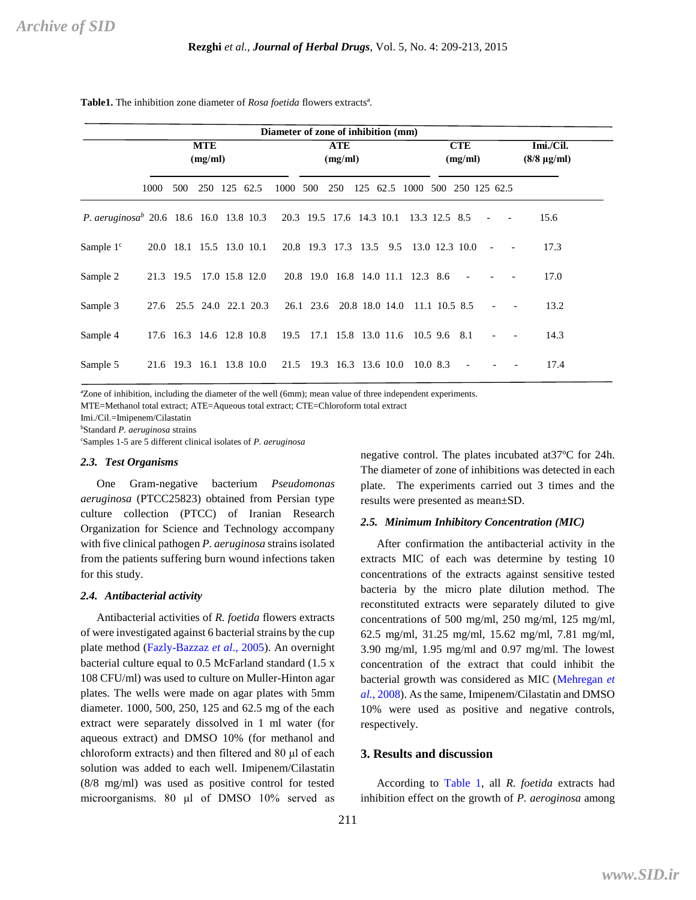**Table1.** The inhibition zone diameter of *Rosa foetida* flowers extracts[a].

| | Diameter of zone of inhibition (mm) | | | | | | | | | | | | | | | |
|---|---|---|---|---|---|---|---|---|---|---|---|---|---|---|---|---|
| | MTE (mg/ml) | | | | | ATE (mg/ml) | | | | | CTE (mg/ml) | | | | | Imi./Cil. (8/8 µg/ml) |
| | 1000 | 500 | 250 | 125 | 62.5 | 1000 | 500 | 250 | 125 | 62.5 | 1000 | 500 | 250 | 125 | 62.5 | |
| *P. aeruginosa*[b] | 20.6 | 18.6 | 16.0 | 13.8 | 10.3 | 20.3 | 19.5 | 17.6 | 14.3 | 10.1 | 13.3 | 12.5 | 8.5 | - | - | 15.6 |
| Sample 1[c] | 20.0 | 18.1 | 15.5 | 13.0 | 10.1 | 20.8 | 19.3 | 17.3 | 13.5 | 9.5 | 13.0 | 12.3 | 10.0 | - | - | 17.3 |
| Sample 2 | 21.3 | 19.5 | 17.0 | 15.8 | 12.0 | 20.8 | 19.0 | 16.8 | 14.0 | 11.1 | 12.3 | 8.6 | - | - | - | 17.0 |
| Sample 3 | 27.6 | 25.5 | 24.0 | 22.1 | 20.3 | 26.1 | 23.6 | 20.8 | 18.0 | 14.0 | 11.1 | 10.5 | 8.5 | - | - | 13.2 |
| Sample 4 | 17.6 | 16.3 | 14.6 | 12.8 | 10.8 | 19.5 | 17.1 | 15.8 | 13.0 | 11.6 | 10.5 | 9.6 | 8.1 | - | - | 14.3 |
| Sample 5 | 21.6 | 19.3 | 16.1 | 13.8 | 10.0 | 21.5 | 19.3 | 16.3 | 13.6 | 10.0 | 10.0 | 8.3 | - | - | - | 17.4 |

[a]Zone of inhibition, including the diameter of the well (6mm); mean value of three independent experiments.
MTE=Methanol total extract; ATE=Aqueous total extract; CTE=Chloroform total extract
Imi./Cil.=Imipenem/Cilastatin
[b]Standard *P. aeruginosa* strains
[c]Samples 1-5 are 5 different clinical isolates of *P. aeruginosa*

### *2.3. Test Organisms*

One Gram-negative bacterium *Pseudomonas aeruginosa* (PTCC25823) obtained from Persian type culture collection (PTCC) of Iranian Research Organization for Science and Technology accompany with five clinical pathogen *P. aeruginosa* strains isolated from the patients suffering burn wound infections taken for this study.

### *2.4. Antibacterial activity*

Antibacterial activities of *R. foetida* flowers extracts of were investigated against 6 bacterial strains by the cup plate method (Fazly-Bazzaz *et al*., 2005). An overnight bacterial culture equal to 0.5 McFarland standard (1.5 x 108 CFU/ml) was used to culture on Muller-Hinton agar plates. The wells were made on agar plates with 5mm diameter. 1000, 500, 250, 125 and 62.5 mg of the each extract were separately dissolved in 1 ml water (for aqueous extract) and DMSO 10% (for methanol and chloroform extracts) and then filtered and 80 µl of each solution was added to each well. Imipenem/Cilastatin (8/8 mg/ml) was used as positive control for tested microorganisms. 80 µl of DMSO 10% served as negative control. The plates incubated at37ºC for 24h. The diameter of zone of inhibitions was detected in each plate. The experiments carried out 3 times and the results were presented as mean±SD.

### *2.5. Minimum Inhibitory Concentration (MIC)*

After confirmation the antibacterial activity in the extracts MIC of each was determine by testing 10 concentrations of the extracts against sensitive tested bacteria by the micro plate dilution method. The reconstituted extracts were separately diluted to give concentrations of 500 mg/ml, 250 mg/ml, 125 mg/ml, 62.5 mg/ml, 31.25 mg/ml, 15.62 mg/ml, 7.81 mg/ml, 3.90 mg/ml, 1.95 mg/ml and 0.97 mg/ml. The lowest concentration of the extract that could inhibit the bacterial growth was considered as MIC (Mehregan *et al.,* 2008). As the same, Imipenem/Cilastatin and DMSO 10% were used as positive and negative controls, respectively.

## 3. Results and discussion

According to Table 1, all *R. foetida* extracts had inhibition effect on the growth of *P. aeroginosa* among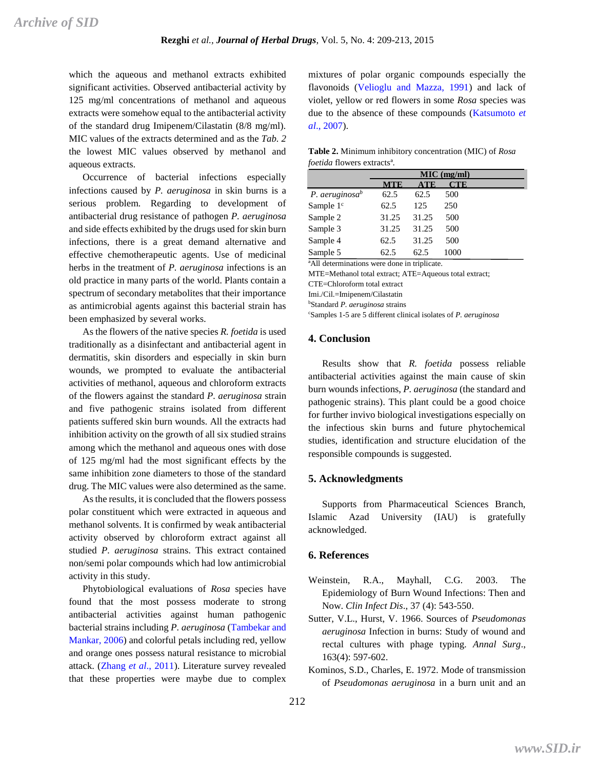which the aqueous and methanol extracts exhibited significant activities. Observed antibacterial activity by 125 mg/ml concentrations of methanol and aqueous extracts were somehow equal to the antibacterial activity of the standard drug Imipenem/Cilastatin (8/8 mg/ml). MIC values of the extracts determined and as the *Tab. 2* the lowest MIC values observed by methanol and aqueous extracts.

Occurrence of bacterial infections especially infections caused by *P. aeruginosa* in skin burns is a serious problem. Regarding to development of antibacterial drug resistance of pathogen *P. aeruginosa* and side effects exhibited by the drugs used for skin burn infections, there is a great demand alternative and effective chemotherapeutic agents. Use of medicinal herbs in the treatment of *P. aeruginosa* infections is an old practice in many parts of the world. Plants contain a spectrum of secondary metabolites that their importance as antimicrobial agents against this bacterial strain has been emphasized by several works.

As the flowers of the native species *R. foetida* is used traditionally as a disinfectant and antibacterial agent in dermatitis, skin disorders and especially in skin burn wounds, we prompted to evaluate the antibacterial activities of methanol, aqueous and chloroform extracts of the flowers against the standard *P. aeruginosa* strain and five pathogenic strains isolated from different patients suffered skin burn wounds. All the extracts had inhibition activity on the growth of all six studied strains among which the methanol and aqueous ones with dose of 125 mg/ml had the most significant effects by the same inhibition zone diameters to those of the standard drug. The MIC values were also determined as the same.

As the results, it is concluded that the flowers possess polar constituent which were extracted in aqueous and methanol solvents. It is confirmed by weak antibacterial activity observed by chloroform extract against all studied *P. aeruginosa* strains. This extract contained non/semi polar compounds which had low antimicrobial activity in this study.

Phytobiological evaluations of *Rosa* species have found that the most possess moderate to strong antibacterial activities against human pathogenic bacterial strains including *P. aeruginosa* (Tambekar and Mankar, 2006) and colorful petals including red, yellow and orange ones possess natural resistance to microbial attack. (Zhang *et al*., 2011). Literature survey revealed that these properties were maybe due to complex mixtures of polar organic compounds especially the flavonoids (Velioglu and Mazza, 1991) and lack of violet, yellow or red flowers in some *Rosa* species was due to the absence of these compounds (Katsumoto *et al*., 2007).

**Table 2.** Minimum inhibitory concentration (MIC) of *Rosa foetida* flowers extracts[a].

| | MIC (mg/ml) | | |
|---|---|---|---|
| | MTE | ATE | CTE |
| *P. aeruginosa*[b] | 62.5 | 62.5 | 500 |
| Sample 1[c] | 62.5 | 125 | 250 |
| Sample 2 | 31.25 | 31.25 | 500 |
| Sample 3 | 31.25 | 31.25 | 500 |
| Sample 4 | 62.5 | 31.25 | 500 |
| Sample 5 | 62.5 | 62.5 | 1000 |

[a]All determinations were done in triplicate.
MTE=Methanol total extract; ATE=Aqueous total extract;
CTE=Chloroform total extract
Imi./Cil.=Imipenem/Cilastatin
[b]Standard *P. aeruginosa* strains
[c]Samples 1-5 are 5 different clinical isolates of *P. aeruginosa*

## 4. Conclusion

Results show that *R. foetida* possess reliable antibacterial activities against the main cause of skin burn wounds infections, *P. aeruginosa* (the standard and pathogenic strains). This plant could be a good choice for further invivo biological investigations especially on the infectious skin burns and future phytochemical studies, identification and structure elucidation of the responsible compounds is suggested.

## 5. Acknowledgments

Supports from Pharmaceutical Sciences Branch, Islamic Azad University (IAU) is gratefully acknowledged.

## 6. References

Weinstein, R.A., Mayhall, C.G. 2003. The Epidemiology of Burn Wound Infections: Then and Now. *Clin Infect Dis*., 37 (4): 543-550.

Sutter, V.L., Hurst, V. 1966. Sources of *Pseudomonas aeruginosa* Infection in burns: Study of wound and rectal cultures with phage typing. *Annal Surg*., 163(4): 597-602.

Kominos, S.D., Charles, E. 1972. Mode of transmission of *Pseudomonas aeruginosa* in a burn unit and an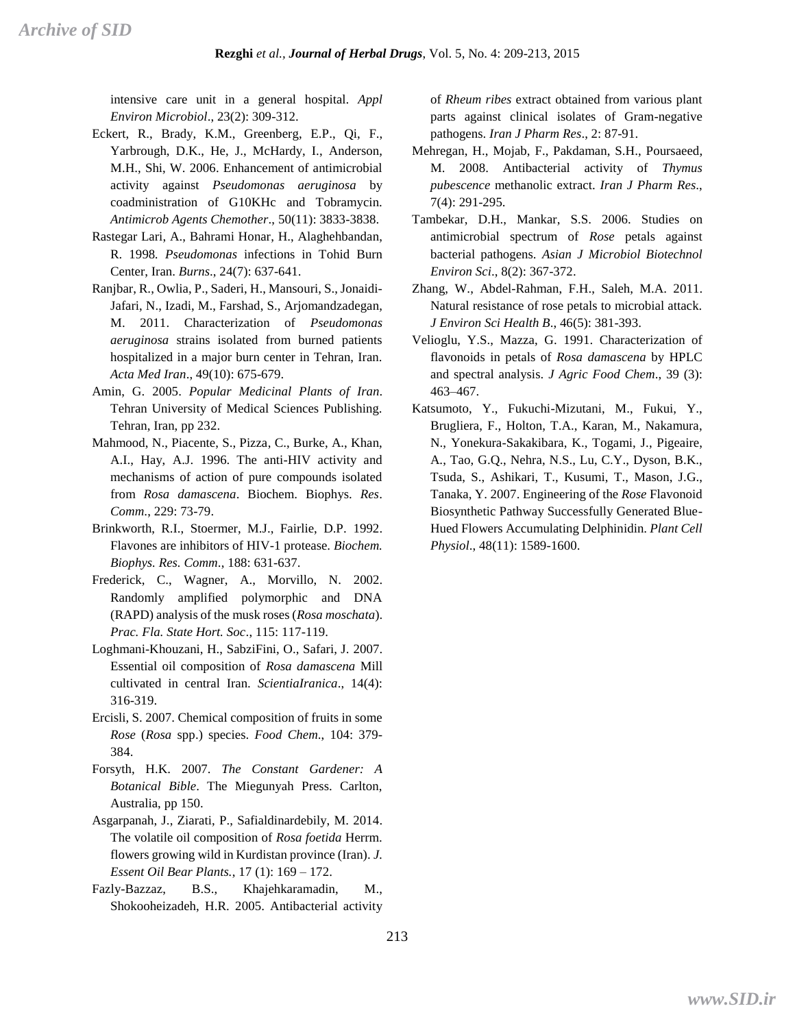intensive care unit in a general hospital. *Appl Environ Microbiol*., 23(2): 309-312.

Eckert, R., Brady, K.M., Greenberg, E.P., Qi, F., Yarbrough, D.K., He, J., McHardy, I., Anderson, M.H., Shi, W. 2006. Enhancement of antimicrobial activity against *Pseudomonas aeruginosa* by coadministration of G10KHc and Tobramycin. *Antimicrob Agents Chemother*., 50(11): 3833-3838.

Rastegar Lari, A., Bahrami Honar, H., Alaghehbandan, R. 1998. *Pseudomonas* infections in Tohid Burn Center, Iran. *Burns*., 24(7): 637-641.

Ranjbar, R., Owlia, P., Saderi, H., Mansouri, S., Jonaidi-Jafari, N., Izadi, M., Farshad, S., Arjomandzadegan, M. 2011. Characterization of *Pseudomonas aeruginosa* strains isolated from burned patients hospitalized in a major burn center in Tehran, Iran. *Acta Med Iran*., 49(10): 675-679.

Amin, G. 2005. *Popular Medicinal Plants of Iran*. Tehran University of Medical Sciences Publishing. Tehran, Iran, pp 232.

Mahmood, N., Piacente, S., Pizza, C., Burke, A., Khan, A.I., Hay, A.J. 1996. The anti-HIV activity and mechanisms of action of pure compounds isolated from *Rosa damascena*. Biochem. Biophys. *Res*. *Comm*., 229: 73-79.

Brinkworth, R.I., Stoermer, M.J., Fairlie, D.P. 1992. Flavones are inhibitors of HIV-1 protease. *Biochem. Biophys. Res. Comm*., 188: 631-637.

Frederick, C., Wagner, A., Morvillo, N. 2002. Randomly amplified polymorphic and DNA (RAPD) analysis of the musk roses (*Rosa moschata*). *Prac. Fla. State Hort. Soc*., 115: 117-119.

Loghmani-Khouzani, H., SabziFini, O., Safari, J. 2007. Essential oil composition of *Rosa damascena* Mill cultivated in central Iran. *ScientiaIranica*., 14(4): 316-319.

Ercisli, S. 2007. Chemical composition of fruits in some *Rose* (*Rosa* spp.) species. *Food Chem*., 104: 379-384.

Forsyth, H.K. 2007. *The Constant Gardener: A Botanical Bible*. The Miegunyah Press. Carlton, Australia, pp 150.

Asgarpanah, J., Ziarati, P., Safialdinardebily, M. 2014. The volatile oil composition of *Rosa foetida* Herrm. flowers growing wild in Kurdistan province (Iran). *J. Essent Oil Bear Plants.*, 17 (1): 169 – 172.

Fazly-Bazzaz, B.S., Khajehkaramadin, M., Shokooheizadeh, H.R. 2005. Antibacterial activity of *Rheum ribes* extract obtained from various plant parts against clinical isolates of Gram-negative pathogens. *Iran J Pharm Res*., 2: 87-91.

Mehregan, H., Mojab, F., Pakdaman, S.H., Poursaeed, M. 2008. Antibacterial activity of *Thymus pubescence* methanolic extract. *Iran J Pharm Res*., 7(4): 291-295.

Tambekar, D.H., Mankar, S.S. 2006. Studies on antimicrobial spectrum of *Rose* petals against bacterial pathogens. *Asian J Microbiol Biotechnol Environ Sci*., 8(2): 367-372.

Zhang, W., Abdel-Rahman, F.H., Saleh, M.A. 2011. Natural resistance of rose petals to microbial attack. *J Environ Sci Health B*., 46(5): 381-393.

Velioglu, Y.S., Mazza, G. 1991. Characterization of flavonoids in petals of *Rosa damascena* by HPLC and spectral analysis. *J Agric Food Chem*., 39 (3): 463–467.

Katsumoto, Y., Fukuchi-Mizutani, M., Fukui, Y., Brugliera, F., Holton, T.A., Karan, M., Nakamura, N., Yonekura-Sakakibara, K., Togami, J., Pigeaire, A., Tao, G.Q., Nehra, N.S., Lu, C.Y., Dyson, B.K., Tsuda, S., Ashikari, T., Kusumi, T., Mason, J.G., Tanaka, Y. 2007. Engineering of the *Rose* Flavonoid Biosynthetic Pathway Successfully Generated Blue-Hued Flowers Accumulating Delphinidin. *Plant Cell Physiol*., 48(11): 1589-1600.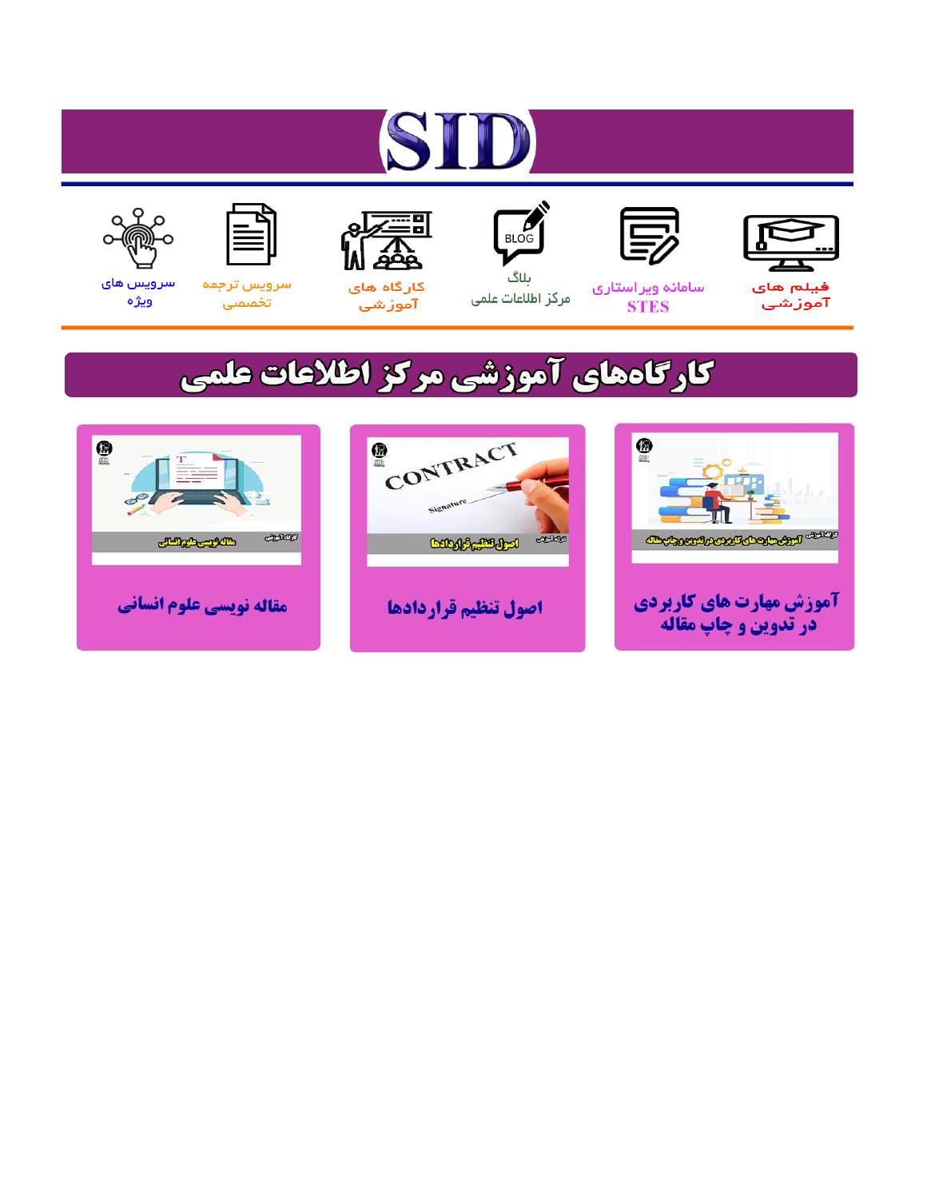# SID

فیلم های آموزشی

سامانه ویراستاری STES

بلاگ مرکز اطلاعات علمی

کارگاه های آموزشی

سرویس ترجمه تخصصی

سرویس های ویژه

## کارگاه‌های آموزشی مرکز اطلاعات علمی

آموزش مهارت های کاربردی در تدوین و چاپ مقاله

اصول تنظیم قراردادها

مقاله نویسی علوم انسانی